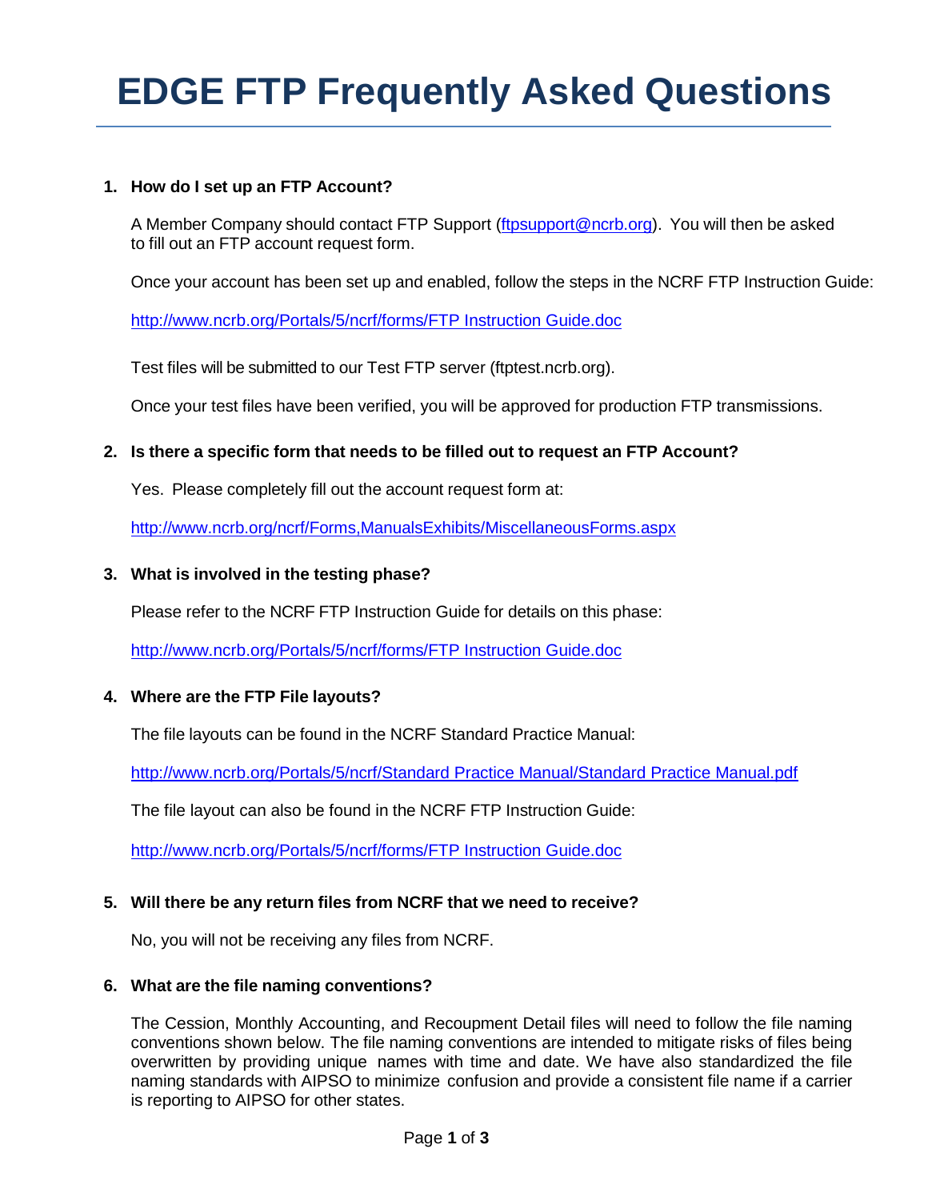# EDGE FTP Frequently Asked Questions

1. **How do I set up an FTP Account?**

   A Member Company should contact FTP Support (ftpsupport@ncrb.org). You will then be asked to fill out an FTP account request form.

   Once your account has been set up and enabled, follow the steps in the NCRF FTP Instruction Guide:

   http://www.ncrb.org/Portals/5/ncrf/forms/FTP Instruction Guide.doc

   Test files will be submitted to our Test FTP server (ftptest.ncrb.org).

   Once your test files have been verified, you will be approved for production FTP transmissions.

2. **Is there a specific form that needs to be filled out to request an FTP Account?**

   Yes. Please completely fill out the account request form at:

   http://www.ncrb.org/ncrf/Forms,ManualsExhibits/MiscellaneousForms.aspx

3. **What is involved in the testing phase?**

   Please refer to the NCRF FTP Instruction Guide for details on this phase:

   http://www.ncrb.org/Portals/5/ncrf/forms/FTP Instruction Guide.doc

4. **Where are the FTP File layouts?**

   The file layouts can be found in the NCRF Standard Practice Manual:

   http://www.ncrb.org/Portals/5/ncrf/Standard Practice Manual/Standard Practice Manual.pdf

   The file layout can also be found in the NCRF FTP Instruction Guide:

   http://www.ncrb.org/Portals/5/ncrf/forms/FTP Instruction Guide.doc

5. **Will there be any return files from NCRF that we need to receive?**

   No, you will not be receiving any files from NCRF.

6. **What are the file naming conventions?**

   The Cession, Monthly Accounting, and Recoupment Detail files will need to follow the file naming conventions shown below. The file naming conventions are intended to mitigate risks of files being overwritten by providing unique names with time and date. We have also standardized the file naming standards with AIPSO to minimize confusion and provide a consistent file name if a carrier is reporting to AIPSO for other states.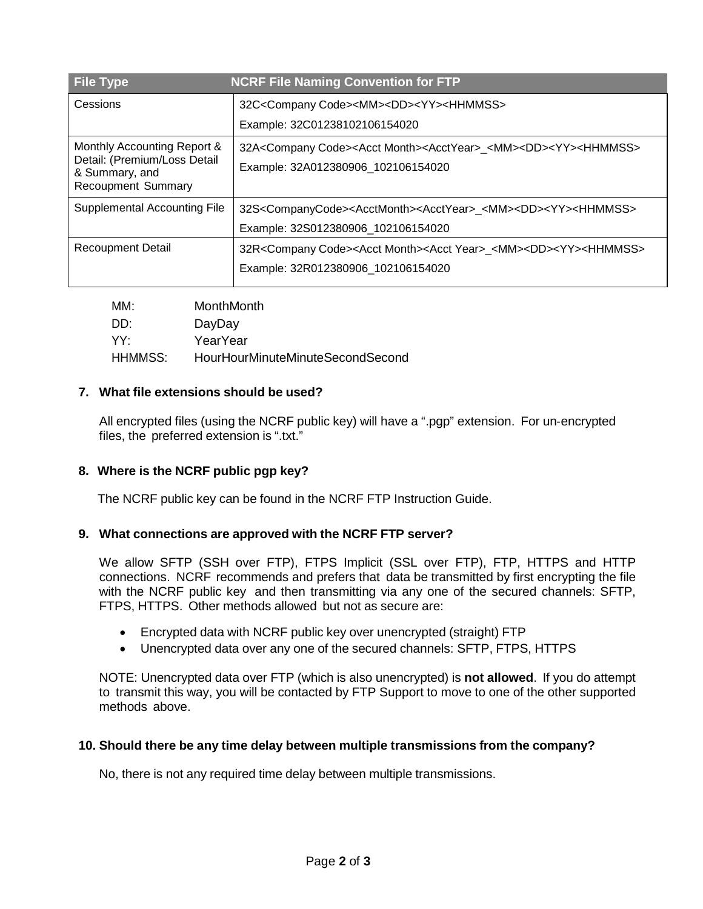| File Type | NCRF File Naming Convention for FTP |
| --- | --- |
| Cessions | 32C<Company Code><MM><DD><YY><HHMMSS><br>Example: 32C01238102106154020 |
| Monthly Accounting Report & Detail: (Premium/Loss Detail & Summary, and Recoupment Summary | 32A<Company Code><Acct Month><AcctYear>_<MM><DD><YY><HHMMSS><br>Example: 32A012380906_102106154020 |
| Supplemental Accounting File | 32S<CompanyCode><AcctMonth><AcctYear>_<MM><DD><YY><HHMMSS><br>Example: 32S012380906_102106154020 |
| Recoupment Detail | 32R<Company Code><Acct Month><Acct Year>_<MM><DD><YY><HHMMSS><br>Example: 32R012380906_102106154020 |

MM: MonthMonth
DD: DayDay
YY: YearYear
HHMMSS: HourHourMinuteMinuteSecondSecond

**7. What file extensions should be used?**

All encrypted files (using the NCRF public key) will have a ".pgp" extension. For un-encrypted files, the preferred extension is ".txt."

**8. Where is the NCRF public pgp key?**

The NCRF public key can be found in the NCRF FTP Instruction Guide.

**9. What connections are approved with the NCRF FTP server?**

We allow SFTP (SSH over FTP), FTPS Implicit (SSL over FTP), FTP, HTTPS and HTTP connections. NCRF recommends and prefers that data be transmitted by first encrypting the file with the NCRF public key and then transmitting via any one of the secured channels: SFTP, FTPS, HTTPS. Other methods allowed but not as secure are:

- Encrypted data with NCRF public key over unencrypted (straight) FTP
- Unencrypted data over any one of the secured channels: SFTP, FTPS, HTTPS

NOTE: Unencrypted data over FTP (which is also unencrypted) is **not allowed**. If you do attempt to transmit this way, you will be contacted by FTP Support to move to one of the other supported methods above.

**10. Should there be any time delay between multiple transmissions from the company?**

No, there is not any required time delay between multiple transmissions.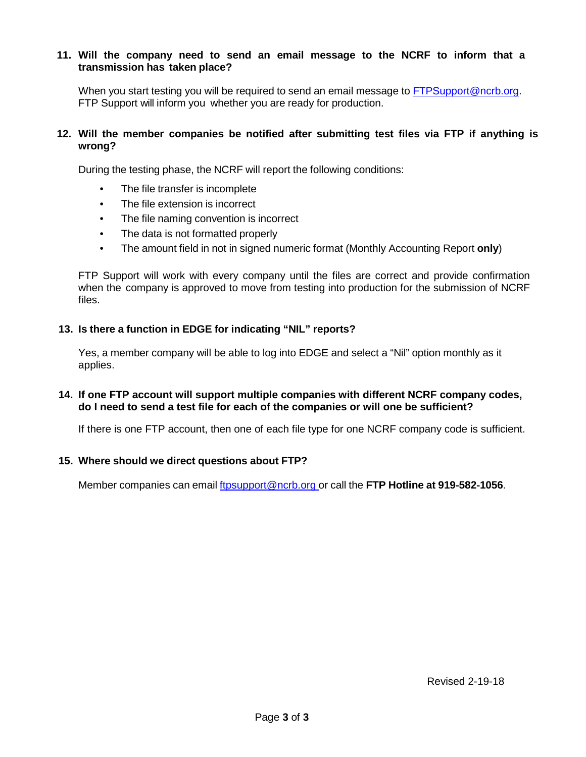**11. Will the company need to send an email message to the NCRF to inform that a transmission has taken place?**

When you start testing you will be required to send an email message to FTPSupport@ncrb.org. FTP Support will inform you whether you are ready for production.

**12. Will the member companies be notified after submitting test files via FTP if anything is wrong?**

During the testing phase, the NCRF will report the following conditions:

- The file transfer is incomplete
- The file extension is incorrect
- The file naming convention is incorrect
- The data is not formatted properly
- The amount field in not in signed numeric format (Monthly Accounting Report **only**)

FTP Support will work with every company until the files are correct and provide confirmation when the company is approved to move from testing into production for the submission of NCRF files.

**13. Is there a function in EDGE for indicating "NIL" reports?**

Yes, a member company will be able to log into EDGE and select a "Nil" option monthly as it applies.

**14. If one FTP account will support multiple companies with different NCRF company codes, do I need to send a test file for each of the companies or will one be sufficient?**

If there is one FTP account, then one of each file type for one NCRF company code is sufficient.

**15. Where should we direct questions about FTP?**

Member companies can email ftpsupport@ncrb.org or call the **FTP Hotline at 919-582-1056**.

Revised 2-19-18